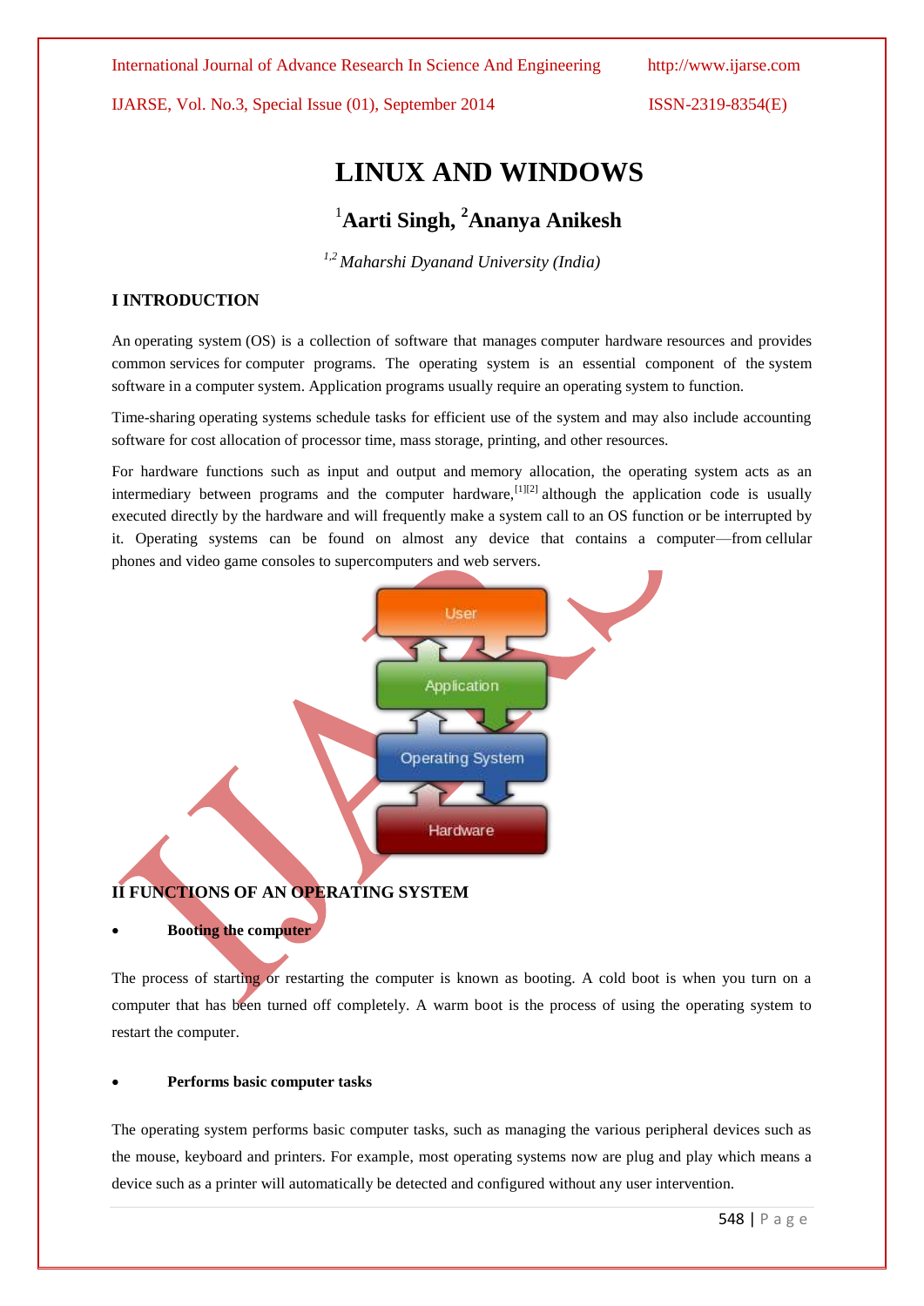# LINUX AND WINDOWS

## [1]Aarti Singh, [2]Ananya Anikesh

*[1,2] Maharshi Dyanand University (India)*

### I INTRODUCTION

An operating system (OS) is a collection of software that manages computer hardware resources and provides common services for computer programs. The operating system is an essential component of the system software in a computer system. Application programs usually require an operating system to function.

Time-sharing operating systems schedule tasks for efficient use of the system and may also include accounting software for cost allocation of processor time, mass storage, printing, and other resources.

For hardware functions such as input and output and memory allocation, the operating system acts as an intermediary between programs and the computer hardware,[1][2] although the application code is usually executed directly by the hardware and will frequently make a system call to an OS function or be interrupted by it. Operating systems can be found on almost any device that contains a computer—from cellular phones and video game consoles to supercomputers and web servers.

### II FUNCTIONS OF AN OPERATING SYSTEM

- **Booting the computer**

The process of starting or restarting the computer is known as booting. A cold boot is when you turn on a computer that has been turned off completely. A warm boot is the process of using the operating system to restart the computer.

- **Performs basic computer tasks**

The operating system performs basic computer tasks, such as managing the various peripheral devices such as the mouse, keyboard and printers. For example, most operating systems now are plug and play which means a device such as a printer will automatically be detected and configured without any user intervention.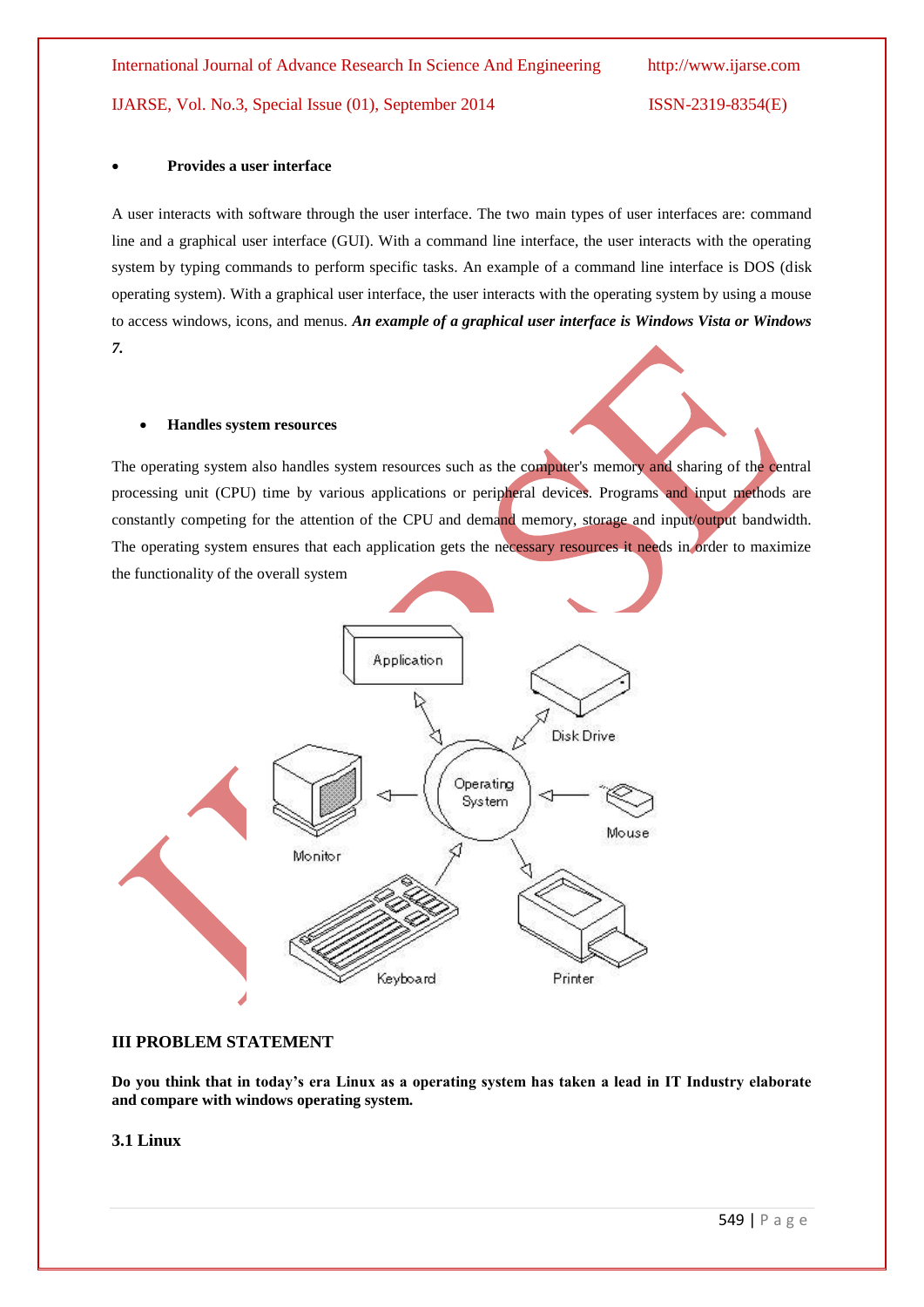- **Provides a user interface**

A user interacts with software through the user interface. The two main types of user interfaces are: command line and a graphical user interface (GUI). With a command line interface, the user interacts with the operating system by typing commands to perform specific tasks. An example of a command line interface is DOS (disk operating system). With a graphical user interface, the user interacts with the operating system by using a mouse to access windows, icons, and menus. ***An example of a graphical user interface is Windows Vista or Windows 7.***

- **Handles system resources**

The operating system also handles system resources such as the computer's memory and sharing of the central processing unit (CPU) time by various applications or peripheral devices. Programs and input methods are constantly competing for the attention of the CPU and demand memory, storage and input/output bandwidth. The operating system ensures that each application gets the necessary resources it needs in order to maximize the functionality of the overall system

## III PROBLEM STATEMENT

**Do you think that in today's era Linux as a operating system has taken a lead in IT Industry elaborate and compare with windows operating system.**

### 3.1 Linux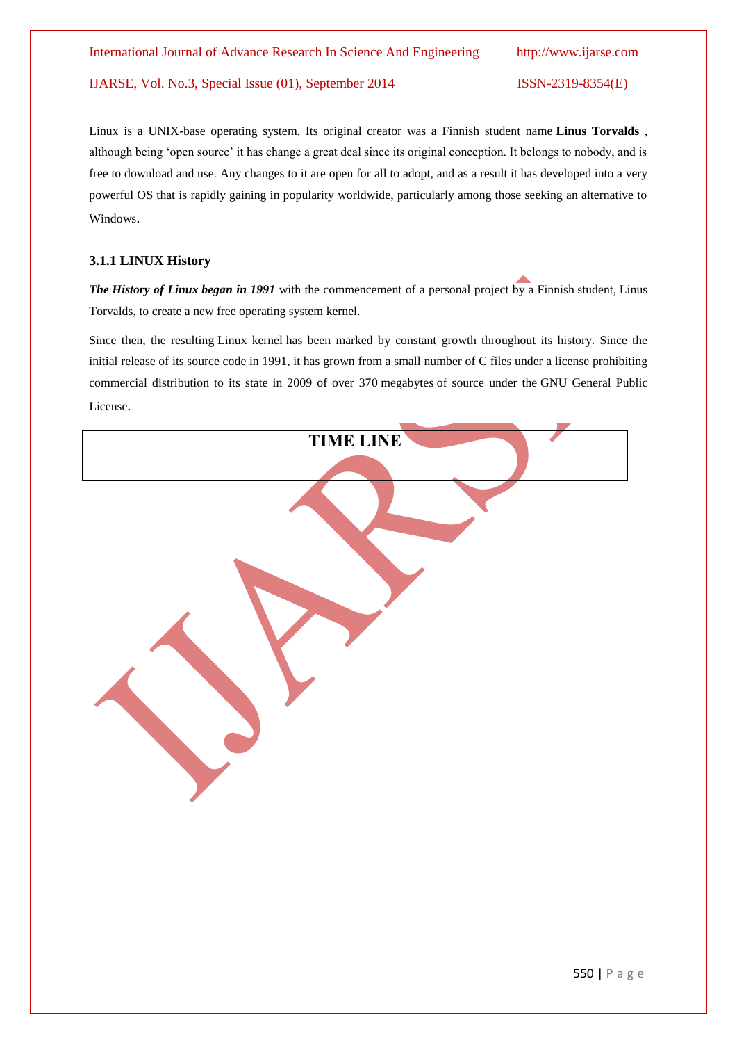Linux is a UNIX-base operating system. Its original creator was a Finnish student name **Linus Torvalds** , although being 'open source' it has change a great deal since its original conception. It belongs to nobody, and is free to download and use. Any changes to it are open for all to adopt, and as a result it has developed into a very powerful OS that is rapidly gaining in popularity worldwide, particularly among those seeking an alternative to Windows.

### 3.1.1 LINUX History

***The History of Linux began in 1991*** with the commencement of a personal project by a Finnish student, Linus Torvalds, to create a new free operating system kernel.

Since then, the resulting Linux kernel has been marked by constant growth throughout its history. Since the initial release of its source code in 1991, it has grown from a small number of C files under a license prohibiting commercial distribution to its state in 2009 of over 370 megabytes of source under the GNU General Public License.

| TIME LINE |
|---|
| |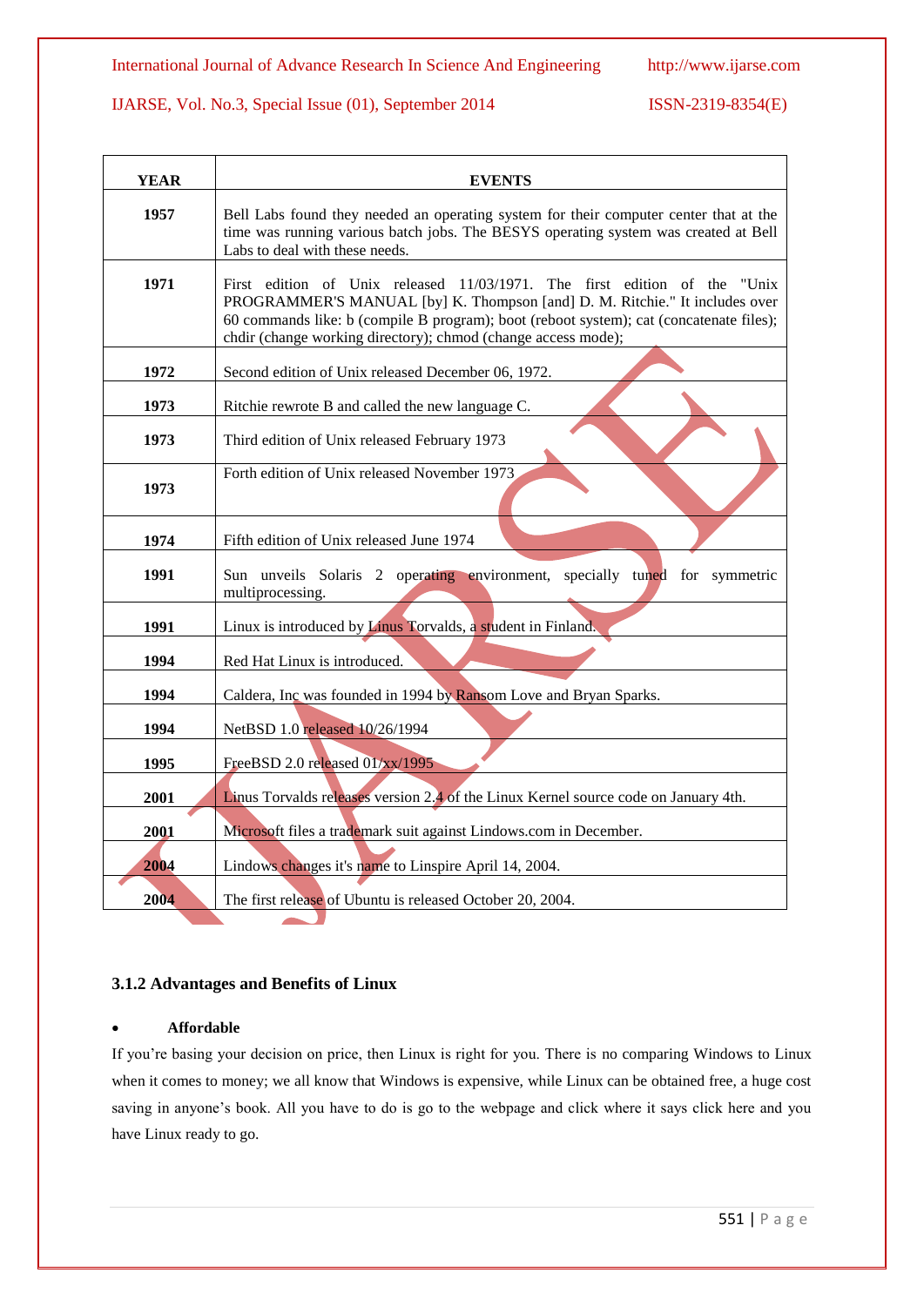| YEAR | EVENTS |
|---|---|
| 1957 | Bell Labs found they needed an operating system for their computer center that at the time was running various batch jobs. The BESYS operating system was created at Bell Labs to deal with these needs. |
| 1971 | First edition of Unix released 11/03/1971. The first edition of the "Unix PROGRAMMER'S MANUAL [by] K. Thompson [and] D. M. Ritchie." It includes over 60 commands like: b (compile B program); boot (reboot system); cat (concatenate files); chdir (change working directory); chmod (change access mode); |
| 1972 | Second edition of Unix released December 06, 1972. |
| 1973 | Ritchie rewrote B and called the new language C. |
| 1973 | Third edition of Unix released February 1973 |
| 1973 | Forth edition of Unix released November 1973 |
| 1974 | Fifth edition of Unix released June 1974 |
| 1991 | Sun unveils Solaris 2 operating environment, specially tuned for symmetric multiprocessing. |
| 1991 | Linux is introduced by Linus Torvalds, a student in Finland. |
| 1994 | Red Hat Linux is introduced. |
| 1994 | Caldera, Inc was founded in 1994 by Ransom Love and Bryan Sparks. |
| 1994 | NetBSD 1.0 released 10/26/1994 |
| 1995 | FreeBSD 2.0 released 01/xx/1995 |
| 2001 | Linus Torvalds releases version 2.4 of the Linux Kernel source code on January 4th. |
| 2001 | Microsoft files a trademark suit against Lindows.com in December. |
| 2004 | Lindows changes it's name to Linspire April 14, 2004. |
| 2004 | The first release of Ubuntu is released October 20, 2004. |

### 3.1.2 Advantages and Benefits of Linux

- **Affordable**

If you're basing your decision on price, then Linux is right for you. There is no comparing Windows to Linux when it comes to money; we all know that Windows is expensive, while Linux can be obtained free, a huge cost saving in anyone's book. All you have to do is go to the webpage and click where it says click here and you have Linux ready to go.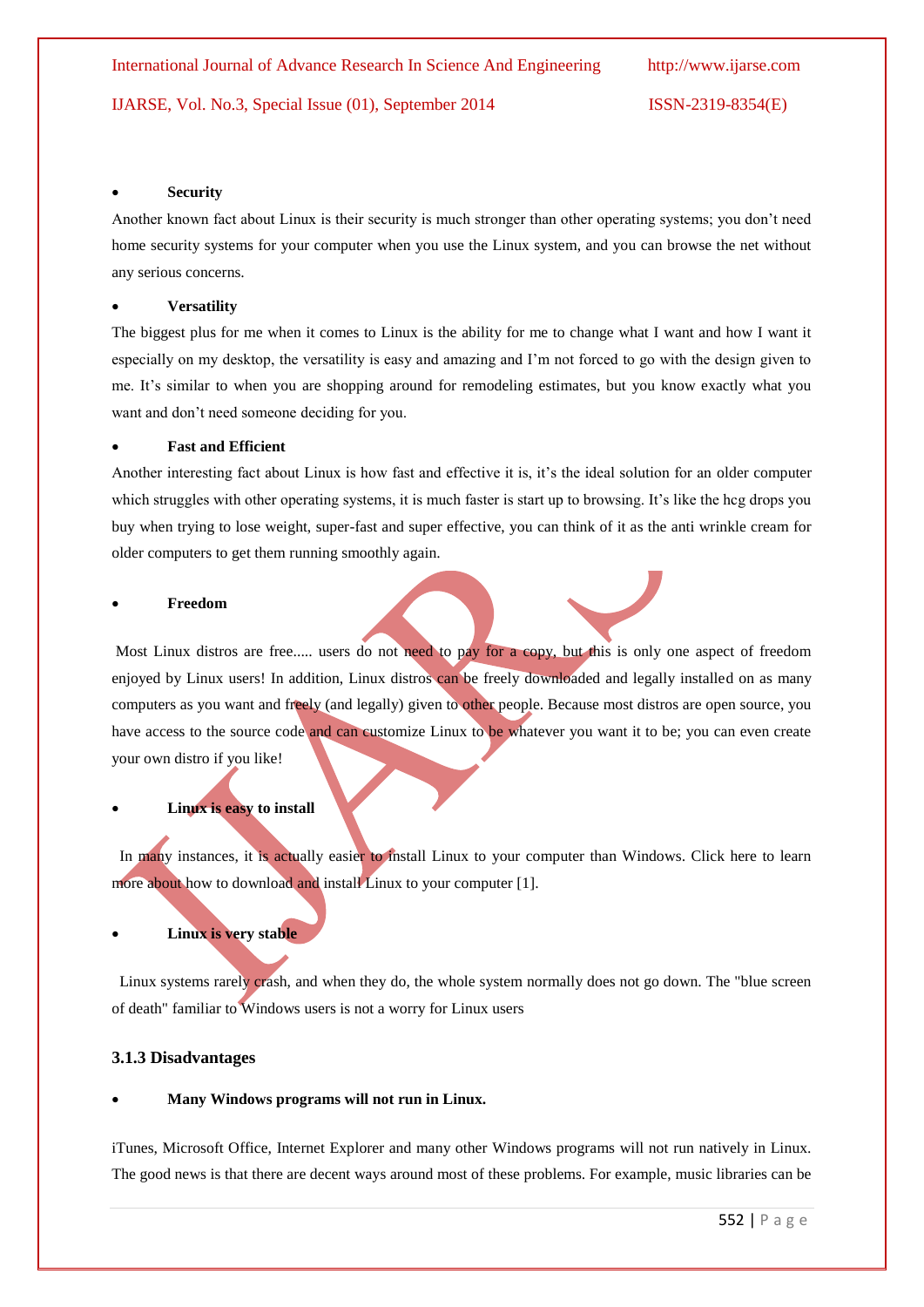- **Security**

Another known fact about Linux is their security is much stronger than other operating systems; you don't need home security systems for your computer when you use the Linux system, and you can browse the net without any serious concerns.

- **Versatility**

The biggest plus for me when it comes to Linux is the ability for me to change what I want and how I want it especially on my desktop, the versatility is easy and amazing and I'm not forced to go with the design given to me. It's similar to when you are shopping around for remodeling estimates, but you know exactly what you want and don't need someone deciding for you.

- **Fast and Efficient**

Another interesting fact about Linux is how fast and effective it is, it's the ideal solution for an older computer which struggles with other operating systems, it is much faster is start up to browsing. It's like the hcg drops you buy when trying to lose weight, super-fast and super effective, you can think of it as the anti wrinkle cream for older computers to get them running smoothly again.

- **Freedom**

Most Linux distros are free..... users do not need to pay for a copy, but this is only one aspect of freedom enjoyed by Linux users! In addition, Linux distros can be freely downloaded and legally installed on as many computers as you want and freely (and legally) given to other people. Because most distros are open source, you have access to the source code and can customize Linux to be whatever you want it to be; you can even create your own distro if you like!

- **Linux is easy to install**

In many instances, it is actually easier to install Linux to your computer than Windows. Click here to learn more about how to download and install Linux to your computer [1].

- **Linux is very stable**

Linux systems rarely crash, and when they do, the whole system normally does not go down. The "blue screen of death" familiar to Windows users is not a worry for Linux users

### 3.1.3 Disadvantages

- **Many Windows programs will not run in Linux.**

iTunes, Microsoft Office, Internet Explorer and many other Windows programs will not run natively in Linux. The good news is that there are decent ways around most of these problems. For example, music libraries can be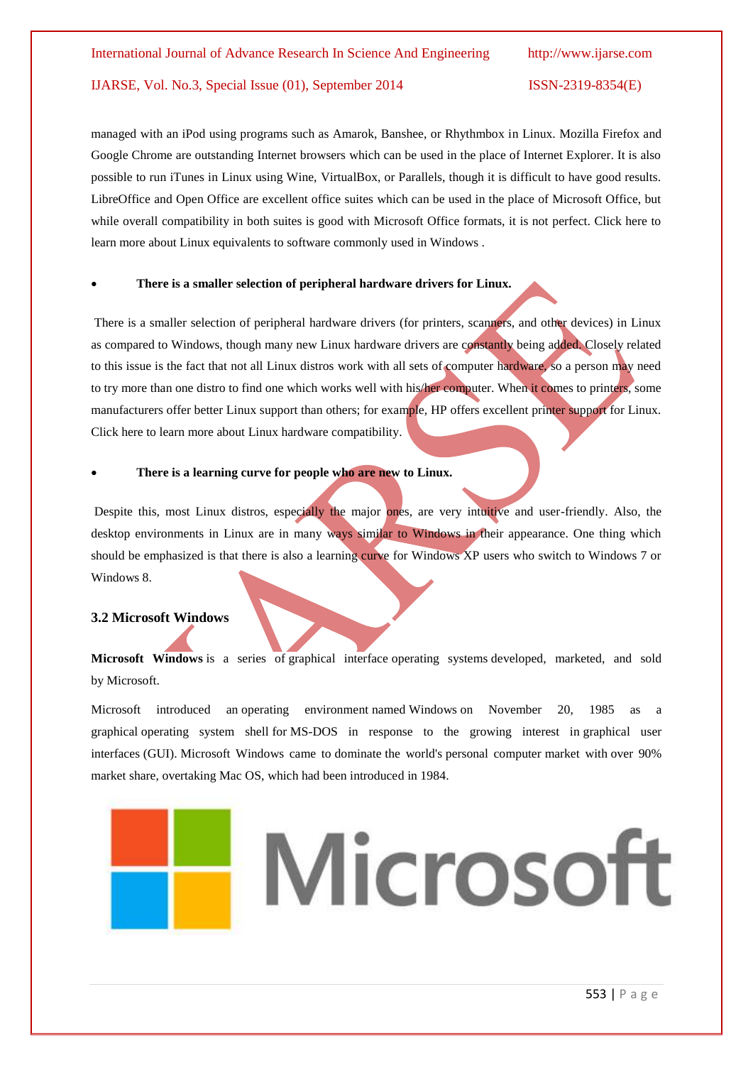managed with an iPod using programs such as Amarok, Banshee, or Rhythmbox in Linux. Mozilla Firefox and Google Chrome are outstanding Internet browsers which can be used in the place of Internet Explorer. It is also possible to run iTunes in Linux using Wine, VirtualBox, or Parallels, though it is difficult to have good results. LibreOffice and Open Office are excellent office suites which can be used in the place of Microsoft Office, but while overall compatibility in both suites is good with Microsoft Office formats, it is not perfect. Click here to learn more about Linux equivalents to software commonly used in Windows .

- **There is a smaller selection of peripheral hardware drivers for Linux.**

There is a smaller selection of peripheral hardware drivers (for printers, scanners, and other devices) in Linux as compared to Windows, though many new Linux hardware drivers are constantly being added. Closely related to this issue is the fact that not all Linux distros work with all sets of computer hardware, so a person may need to try more than one distro to find one which works well with his/her computer. When it comes to printers, some manufacturers offer better Linux support than others; for example, HP offers excellent printer support for Linux. Click here to learn more about Linux hardware compatibility.

- **There is a learning curve for people who are new to Linux.**

Despite this, most Linux distros, especially the major ones, are very intuitive and user-friendly. Also, the desktop environments in Linux are in many ways similar to Windows in their appearance. One thing which should be emphasized is that there is also a learning curve for Windows XP users who switch to Windows 7 or Windows 8.

### 3.2 Microsoft Windows

**Microsoft Windows** is a series of graphical interface operating systems developed, marketed, and sold by Microsoft.

Microsoft introduced an operating environment named Windows on November 20, 1985 as a graphical operating system shell for MS-DOS in response to the growing interest in graphical user interfaces (GUI). Microsoft Windows came to dominate the world's personal computer market with over 90% market share, overtaking Mac OS, which had been introduced in 1984.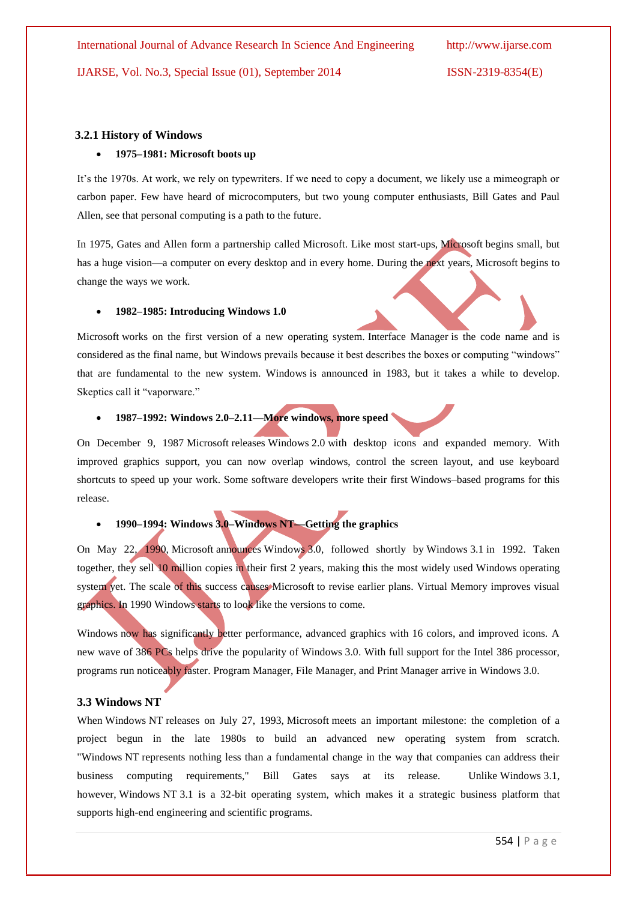### 3.2.1 History of Windows

- **1975–1981: Microsoft boots up**

It's the 1970s. At work, we rely on typewriters. If we need to copy a document, we likely use a mimeograph or carbon paper. Few have heard of microcomputers, but two young computer enthusiasts, Bill Gates and Paul Allen, see that personal computing is a path to the future.

In 1975, Gates and Allen form a partnership called Microsoft. Like most start-ups, Microsoft begins small, but has a huge vision—a computer on every desktop and in every home. During the next years, Microsoft begins to change the ways we work.

- **1982–1985: Introducing Windows 1.0**

Microsoft works on the first version of a new operating system. Interface Manager is the code name and is considered as the final name, but Windows prevails because it best describes the boxes or computing "windows" that are fundamental to the new system. Windows is announced in 1983, but it takes a while to develop. Skeptics call it "vaporware."

- **1987–1992: Windows 2.0–2.11—More windows, more speed**

On December 9, 1987 Microsoft releases Windows 2.0 with desktop icons and expanded memory. With improved graphics support, you can now overlap windows, control the screen layout, and use keyboard shortcuts to speed up your work. Some software developers write their first Windows–based programs for this release.

- **1990–1994: Windows 3.0–Windows NT—Getting the graphics**

On May 22, 1990, Microsoft announces Windows 3.0, followed shortly by Windows 3.1 in 1992. Taken together, they sell 10 million copies in their first 2 years, making this the most widely used Windows operating system yet. The scale of this success causes Microsoft to revise earlier plans. Virtual Memory improves visual graphics. In 1990 Windows starts to look like the versions to come.

Windows now has significantly better performance, advanced graphics with 16 colors, and improved icons. A new wave of 386 PCs helps drive the popularity of Windows 3.0. With full support for the Intel 386 processor, programs run noticeably faster. Program Manager, File Manager, and Print Manager arrive in Windows 3.0.

### 3.3 Windows NT

When Windows NT releases on July 27, 1993, Microsoft meets an important milestone: the completion of a project begun in the late 1980s to build an advanced new operating system from scratch. "Windows NT represents nothing less than a fundamental change in the way that companies can address their business computing requirements," Bill Gates says at its release. Unlike Windows 3.1, however, Windows NT 3.1 is a 32-bit operating system, which makes it a strategic business platform that supports high-end engineering and scientific programs.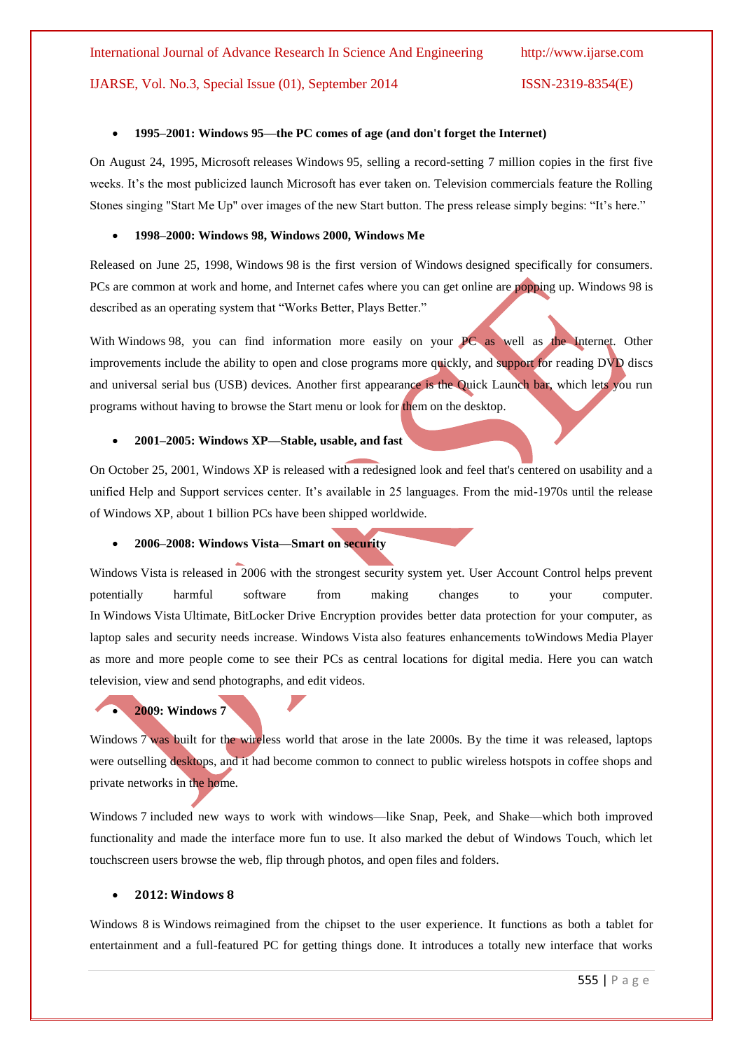- **1995–2001: Windows 95—the PC comes of age (and don't forget the Internet)**

On August 24, 1995, Microsoft releases Windows 95, selling a record-setting 7 million copies in the first five weeks. It's the most publicized launch Microsoft has ever taken on. Television commercials feature the Rolling Stones singing "Start Me Up" over images of the new Start button. The press release simply begins: "It's here."

- **1998–2000: Windows 98, Windows 2000, Windows Me**

Released on June 25, 1998, Windows 98 is the first version of Windows designed specifically for consumers. PCs are common at work and home, and Internet cafes where you can get online are popping up. Windows 98 is described as an operating system that "Works Better, Plays Better."

With Windows 98, you can find information more easily on your PC as well as the Internet. Other improvements include the ability to open and close programs more quickly, and support for reading DVD discs and universal serial bus (USB) devices. Another first appearance is the Quick Launch bar, which lets you run programs without having to browse the Start menu or look for them on the desktop.

- **2001–2005: Windows XP—Stable, usable, and fast**

On October 25, 2001, Windows XP is released with a redesigned look and feel that's centered on usability and a unified Help and Support services center. It's available in 25 languages. From the mid-1970s until the release of Windows XP, about 1 billion PCs have been shipped worldwide.

- **2006–2008: Windows Vista—Smart on security**

Windows Vista is released in 2006 with the strongest security system yet. User Account Control helps prevent potentially harmful software from making changes to your computer. In Windows Vista Ultimate, BitLocker Drive Encryption provides better data protection for your computer, as laptop sales and security needs increase. Windows Vista also features enhancements toWindows Media Player as more and more people come to see their PCs as central locations for digital media. Here you can watch television, view and send photographs, and edit videos.

- **2009: Windows 7**

Windows 7 was built for the wireless world that arose in the late 2000s. By the time it was released, laptops were outselling desktops, and it had become common to connect to public wireless hotspots in coffee shops and private networks in the home.

Windows 7 included new ways to work with windows—like Snap, Peek, and Shake—which both improved functionality and made the interface more fun to use. It also marked the debut of Windows Touch, which let touchscreen users browse the web, flip through photos, and open files and folders.

- **2012: Windows 8**

Windows 8 is Windows reimagined from the chipset to the user experience. It functions as both a tablet for entertainment and a full-featured PC for getting things done. It introduces a totally new interface that works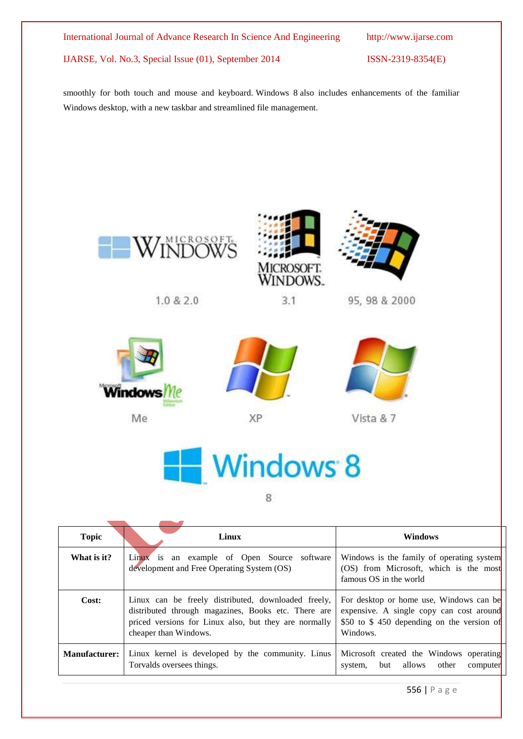smoothly for both touch and mouse and keyboard. Windows 8 also includes enhancements of the familiar Windows desktop, with a new taskbar and streamlined file management.

| Topic | Linux | Windows |
|---|---|---|
| What is it? | Linux is an example of Open Source software development and Free Operating System (OS) | Windows is the family of operating system (OS) from Microsoft, which is the most famous OS in the world |
| Cost: | Linux can be freely distributed, downloaded freely, distributed through magazines, Books etc. There are priced versions for Linux also, but they are normally cheaper than Windows. | For desktop or home use, Windows can be expensive. A single copy can cost around $50 to $ 450 depending on the version of Windows. |
| Manufacturer: | Linux kernel is developed by the community. Linus Torvalds oversees things. | Microsoft created the Windows operating system, but allows other computer |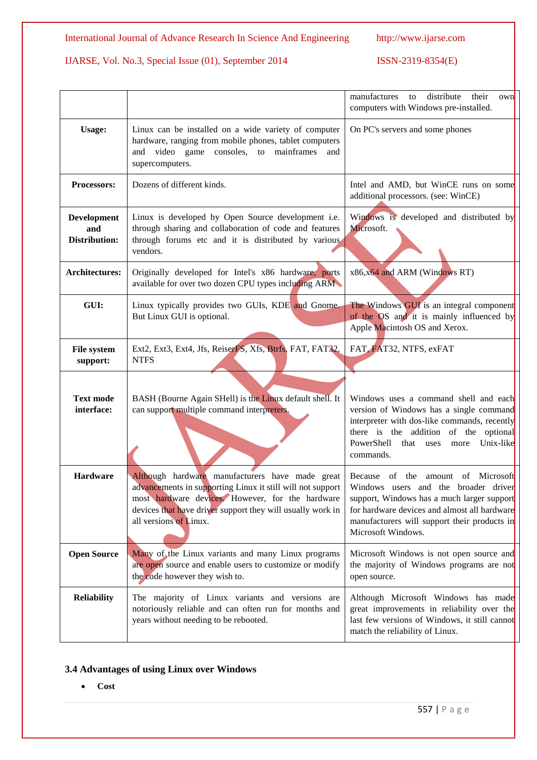| | | |
|---|---|---|
| | | manufactures to distribute their own computers with Windows pre-installed. |
| **Usage:** | Linux can be installed on a wide variety of computer hardware, ranging from mobile phones, tablet computers and video game consoles, to mainframes and supercomputers. | On PC's servers and some phones |
| **Processors:** | Dozens of different kinds. | Intel and AMD, but WinCE runs on some additional processors. (see: WinCE) |
| **Development and Distribution:** | Linux is developed by Open Source development i.e. through sharing and collaboration of code and features through forums etc and it is distributed by various vendors. | Windows is developed and distributed by Microsoft. |
| **Architectures:** | Originally developed for Intel's x86 hardware, ports available for over two dozen CPU types including ARM | x86,x64 and ARM (Windows RT) |
| **GUI:** | Linux typically provides two GUIs, KDE and Gnome. But Linux GUI is optional. | The Windows GUI is an integral component of the OS and it is mainly influenced by Apple Macintosh OS and Xerox. |
| **File system support:** | Ext2, Ext3, Ext4, Jfs, ReiserFS, Xfs, Btrfs, FAT, FAT32, NTFS | FAT, FAT32, NTFS, exFAT |
| **Text mode interface:** | BASH (Bourne Again SHell) is the Linux default shell. It can support multiple command interpreters. | Windows uses a command shell and each version of Windows has a single command interpreter with dos-like commands, recently there is the addition of the optional PowerShell that uses more Unix-like commands. |
| **Hardware** | Although hardware manufacturers have made great advancements in supporting Linux it still will not support most hardware devices. However, for the hardware devices that have driver support they will usually work in all versions of Linux. | Because of the amount of Microsoft Windows users and the broader driver support, Windows has a much larger support for hardware devices and almost all hardware manufacturers will support their products in Microsoft Windows. |
| **Open Source** | Many of the Linux variants and many Linux programs are open source and enable users to customize or modify the code however they wish to. | Microsoft Windows is not open source and the majority of Windows programs are not open source. |
| **Reliability** | The majority of Linux variants and versions are notoriously reliable and can often run for months and years without needing to be rebooted. | Although Microsoft Windows has made great improvements in reliability over the last few versions of Windows, it still cannot match the reliability of Linux. |

### 3.4 Advantages of using Linux over Windows

- **Cost**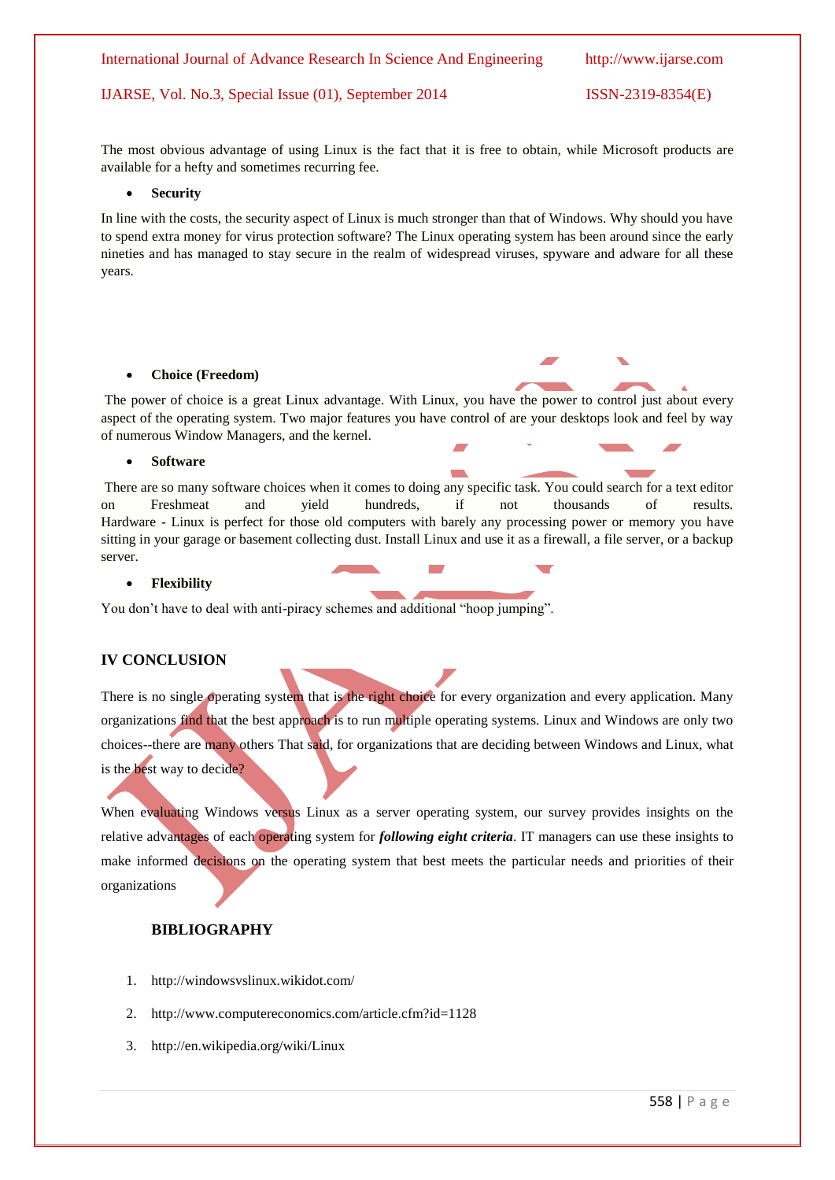The most obvious advantage of using Linux is the fact that it is free to obtain, while Microsoft products are available for a hefty and sometimes recurring fee.

- **Security**

In line with the costs, the security aspect of Linux is much stronger than that of Windows. Why should you have to spend extra money for virus protection software? The Linux operating system has been around since the early nineties and has managed to stay secure in the realm of widespread viruses, spyware and adware for all these years.

- **Choice (Freedom)**

The power of choice is a great Linux advantage. With Linux, you have the power to control just about every aspect of the operating system. Two major features you have control of are your desktops look and feel by way of numerous Window Managers, and the kernel.

- **Software**

There are so many software choices when it comes to doing any specific task. You could search for a text editor on Freshmeat and yield hundreds, if not thousands of results. Hardware - Linux is perfect for those old computers with barely any processing power or memory you have sitting in your garage or basement collecting dust. Install Linux and use it as a firewall, a file server, or a backup server.

- **Flexibility**

You don't have to deal with anti-piracy schemes and additional "hoop jumping".

## IV CONCLUSION

There is no single operating system that is the right choice for every organization and every application. Many organizations find that the best approach is to run multiple operating systems. Linux and Windows are only two choices--there are many others That said, for organizations that are deciding between Windows and Linux, what is the best way to decide?

When evaluating Windows versus Linux as a server operating system, our survey provides insights on the relative advantages of each operating system for ***following eight criteria***. IT managers can use these insights to make informed decisions on the operating system that best meets the particular needs and priorities of their organizations

## BIBLIOGRAPHY

1. http://windowsvslinux.wikidot.com/
2. http://www.computereconomics.com/article.cfm?id=1128
3. http://en.wikipedia.org/wiki/Linux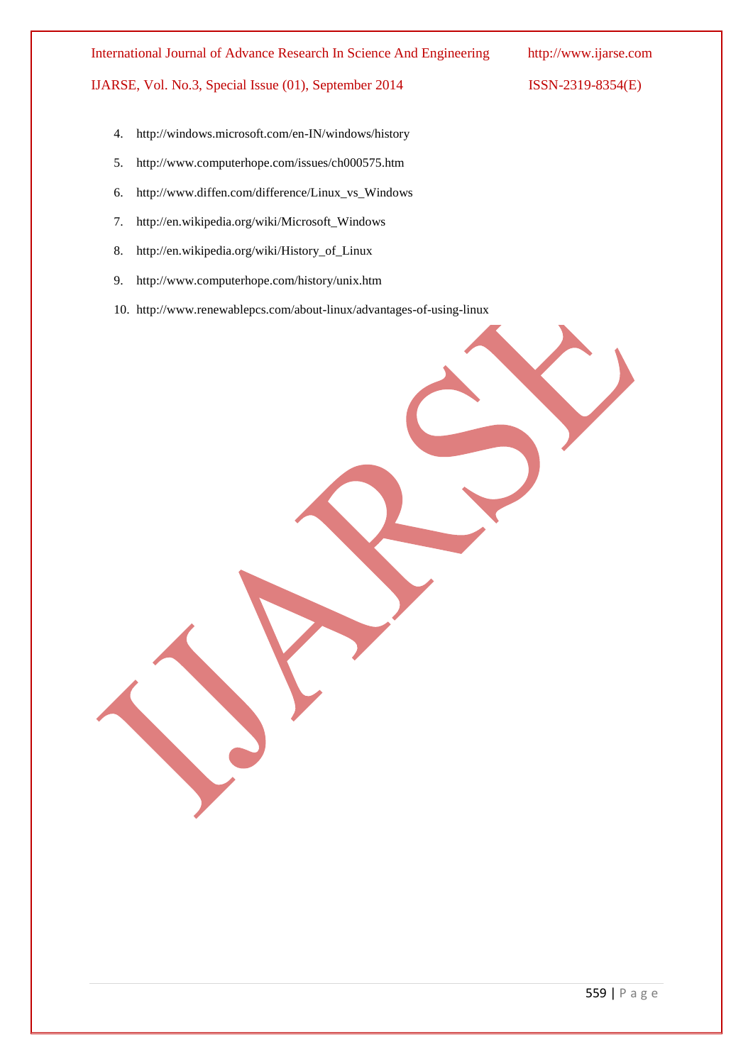4. http://windows.microsoft.com/en-IN/windows/history
5. http://www.computerhope.com/issues/ch000575.htm
6. http://www.diffen.com/difference/Linux_vs_Windows
7. http://en.wikipedia.org/wiki/Microsoft_Windows
8. http://en.wikipedia.org/wiki/History_of_Linux
9. http://www.computerhope.com/history/unix.htm
10. http://www.renewablepcs.com/about-linux/advantages-of-using-linux